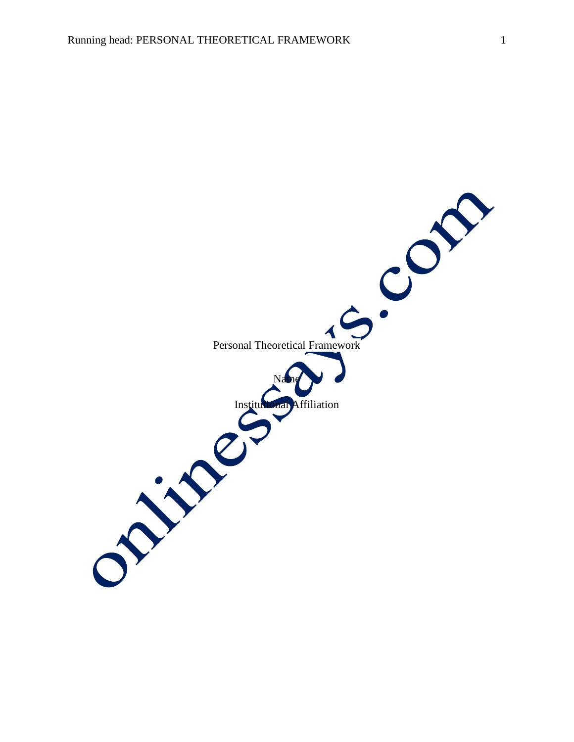Personal Theoretical Framework

Name

Institutional Affiliation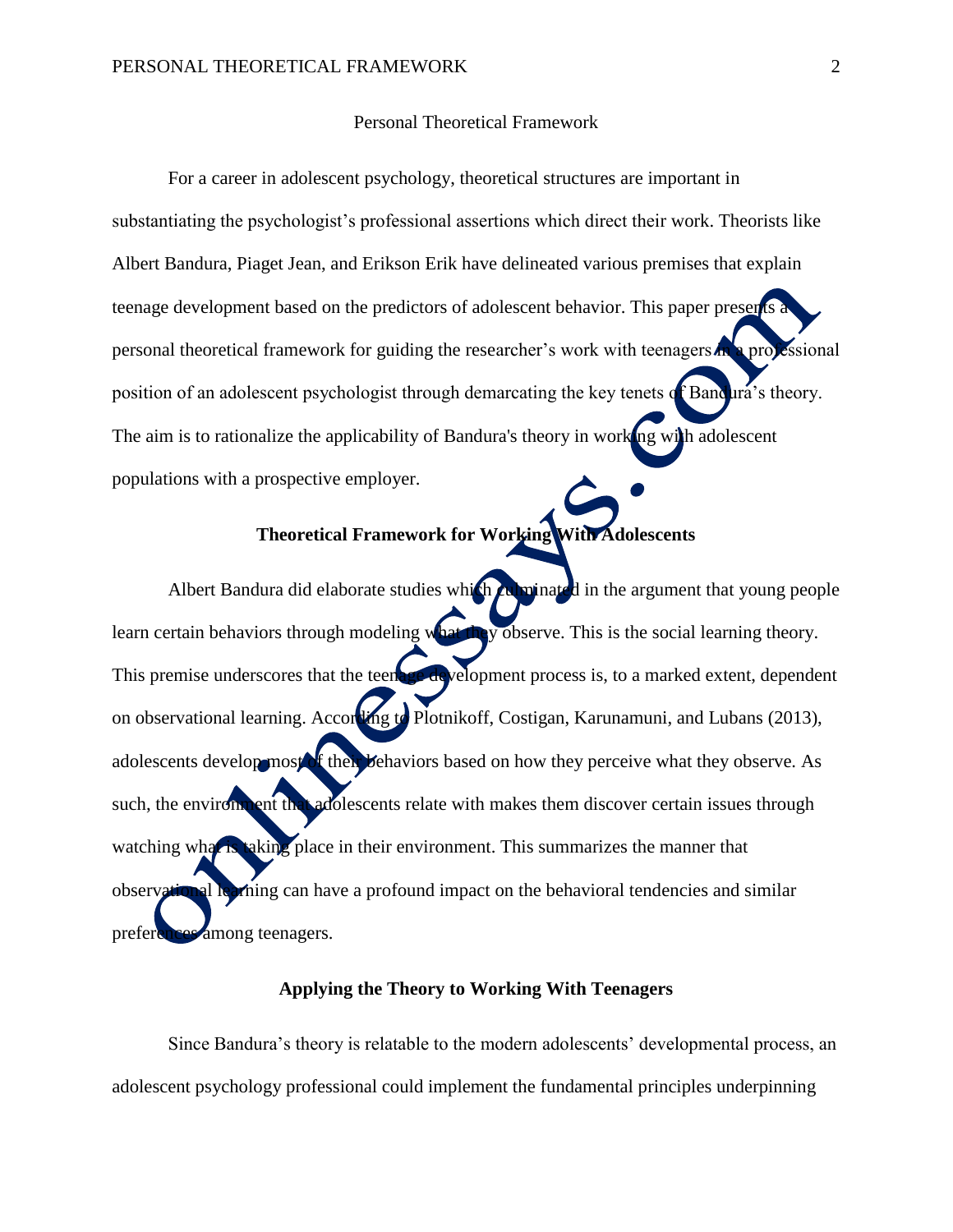# Personal Theoretical Framework

For a career in adolescent psychology, theoretical structures are important in substantiating the psychologist's professional assertions which direct their work. Theorists like Albert Bandura, Piaget Jean, and Erikson Erik have delineated various premises that explain teenage development based on the predictors of adolescent behavior. This paper presents a personal theoretical framework for guiding the researcher's work with teenagers in a professional position of an adolescent psychologist through demarcating the key tenets of Bandura's theory. The aim is to rationalize the applicability of Bandura's theory in working with adolescent populations with a prospective employer.

## Theoretical Framework for Working With Adolescents

Albert Bandura did elaborate studies which culminated in the argument that young people learn certain behaviors through modeling what they observe. This is the social learning theory. This premise underscores that the teenage development process is, to a marked extent, dependent on observational learning. According to Plotnikoff, Costigan, Karunamuni, and Lubans (2013), adolescents develop most of their behaviors based on how they perceive what they observe. As such, the environment that adolescents relate with makes them discover certain issues through watching what is taking place in their environment. This summarizes the manner that observational learning can have a profound impact on the behavioral tendencies and similar preferences among teenagers.

## Applying the Theory to Working With Teenagers

Since Bandura's theory is relatable to the modern adolescents' developmental process, an adolescent psychology professional could implement the fundamental principles underpinning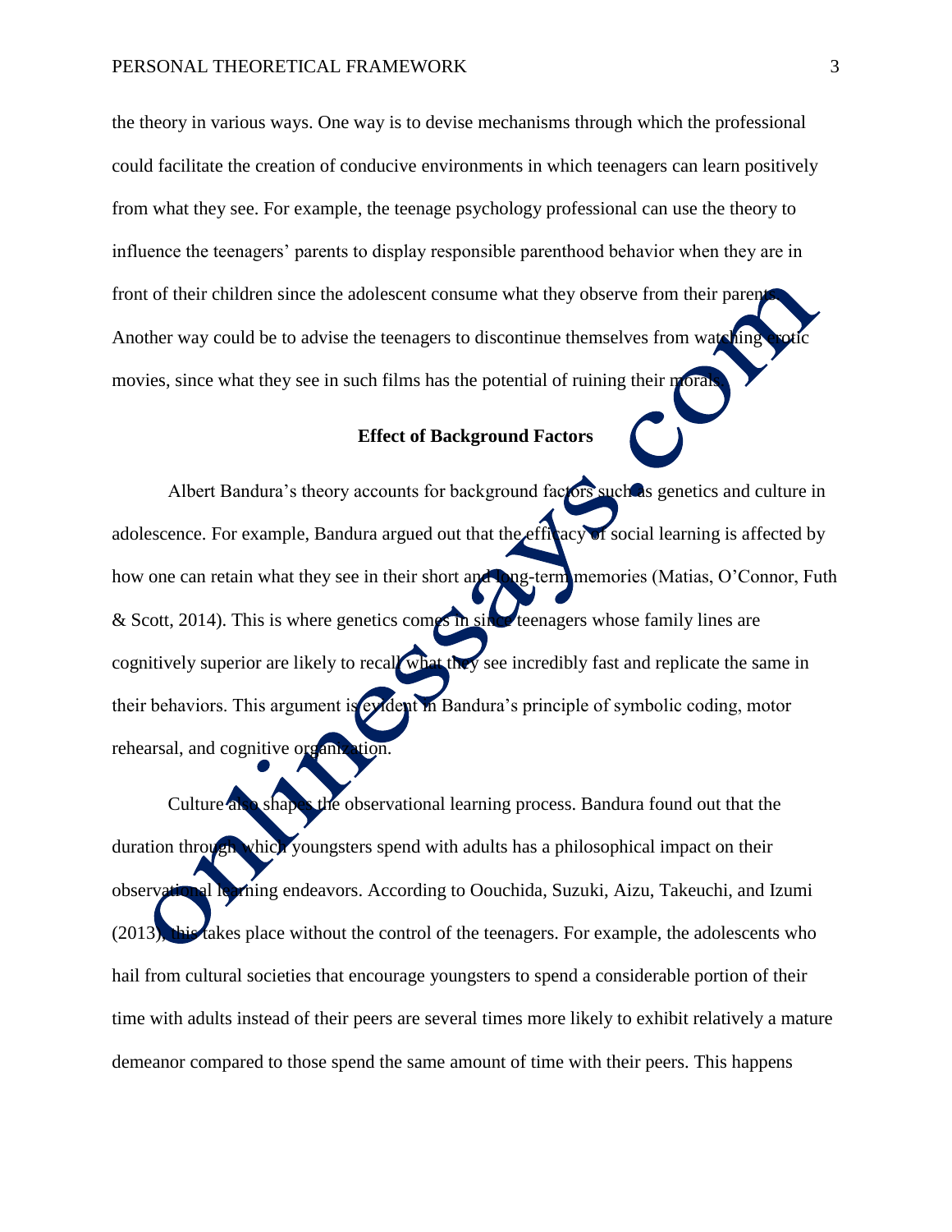the theory in various ways. One way is to devise mechanisms through which the professional could facilitate the creation of conducive environments in which teenagers can learn positively from what they see. For example, the teenage psychology professional can use the theory to influence the teenagers' parents to display responsible parenthood behavior when they are in front of their children since the adolescent consume what they observe from their parents. Another way could be to advise the teenagers to discontinue themselves from watching erotic movies, since what they see in such films has the potential of ruining their morals.

## Effect of Background Factors

Albert Bandura's theory accounts for background factors such as genetics and culture in adolescence. For example, Bandura argued out that the efficacy of social learning is affected by how one can retain what they see in their short and long-term memories (Matias, O'Connor, Futh & Scott, 2014). This is where genetics comes in since teenagers whose family lines are cognitively superior are likely to recall what they see incredibly fast and replicate the same in their behaviors. This argument is evident in Bandura's principle of symbolic coding, motor rehearsal, and cognitive organization.

Culture also shapes the observational learning process. Bandura found out that the duration through which youngsters spend with adults has a philosophical impact on their observational learning endeavors. According to Oouchida, Suzuki, Aizu, Takeuchi, and Izumi (2013), this takes place without the control of the teenagers. For example, the adolescents who hail from cultural societies that encourage youngsters to spend a considerable portion of their time with adults instead of their peers are several times more likely to exhibit relatively a mature demeanor compared to those spend the same amount of time with their peers. This happens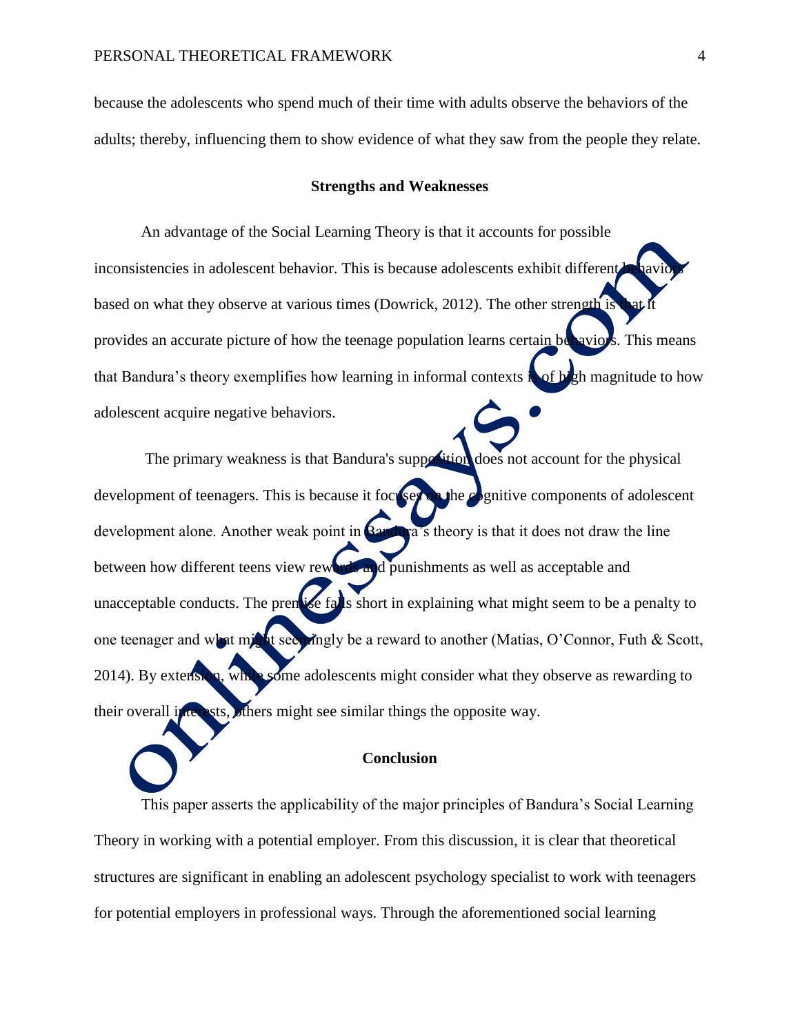because the adolescents who spend much of their time with adults observe the behaviors of the adults; thereby, influencing them to show evidence of what they saw from the people they relate.

## Strengths and Weaknesses

An advantage of the Social Learning Theory is that it accounts for possible inconsistencies in adolescent behavior. This is because adolescents exhibit different behaviors based on what they observe at various times (Dowrick, 2012). The other strength is that it provides an accurate picture of how the teenage population learns certain behaviors. This means that Bandura's theory exemplifies how learning in informal contexts is of high magnitude to how adolescent acquire negative behaviors.

The primary weakness is that Bandura's supposition does not account for the physical development of teenagers. This is because it focuses on the cognitive components of adolescent development alone. Another weak point in Bandura's theory is that it does not draw the line between how different teens view rewards and punishments as well as acceptable and unacceptable conducts. The premise falls short in explaining what might seem to be a penalty to one teenager and what might seemingly be a reward to another (Matias, O'Connor, Futh & Scott, 2014). By extension, while some adolescents might consider what they observe as rewarding to their overall interests, others might see similar things the opposite way.

## Conclusion

This paper asserts the applicability of the major principles of Bandura's Social Learning Theory in working with a potential employer. From this discussion, it is clear that theoretical structures are significant in enabling an adolescent psychology specialist to work with teenagers for potential employers in professional ways. Through the aforementioned social learning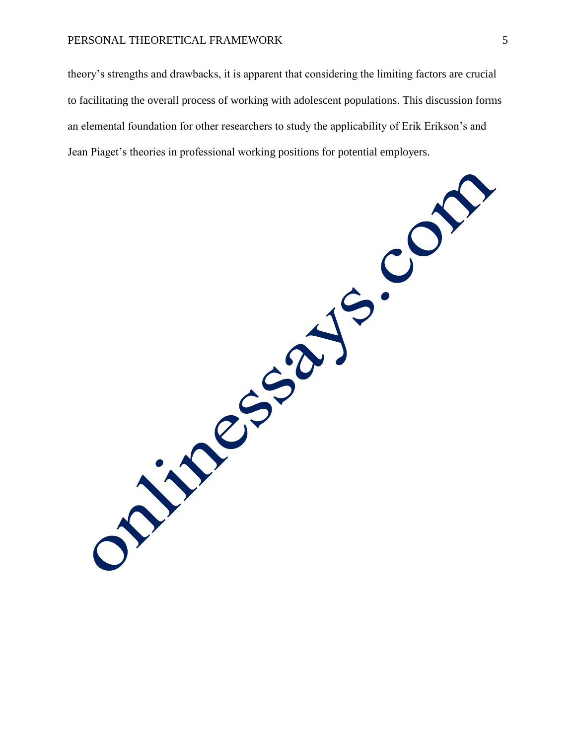theory's strengths and drawbacks, it is apparent that considering the limiting factors are crucial to facilitating the overall process of working with adolescent populations. This discussion forms an elemental foundation for other researchers to study the applicability of Erik Erikson's and Jean Piaget's theories in professional working positions for potential employers.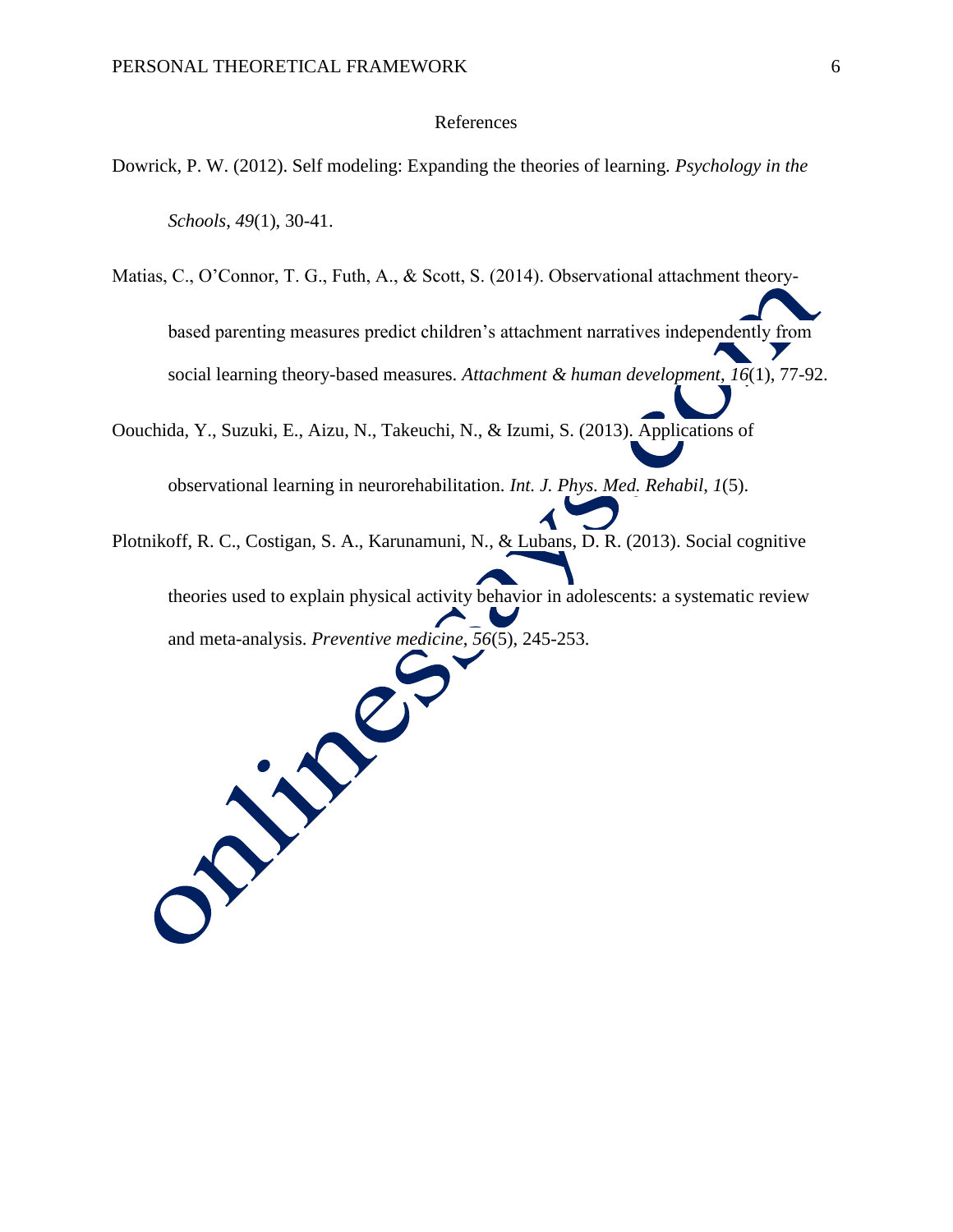# References

Dowrick, P. W. (2012). Self modeling: Expanding the theories of learning. *Psychology in the Schools*, *49*(1), 30-41.

Matias, C., O'Connor, T. G., Futh, A., & Scott, S. (2014). Observational attachment theory-based parenting measures predict children's attachment narratives independently from social learning theory-based measures. *Attachment & human development*, *16*(1), 77-92.

Oouchida, Y., Suzuki, E., Aizu, N., Takeuchi, N., & Izumi, S. (2013). Applications of observational learning in neurorehabilitation. *Int. J. Phys. Med. Rehabil*, *1*(5).

Plotnikoff, R. C., Costigan, S. A., Karunamuni, N., & Lubans, D. R. (2013). Social cognitive theories used to explain physical activity behavior in adolescents: a systematic review and meta-analysis. *Preventive medicine*, *56*(5), 245-253.